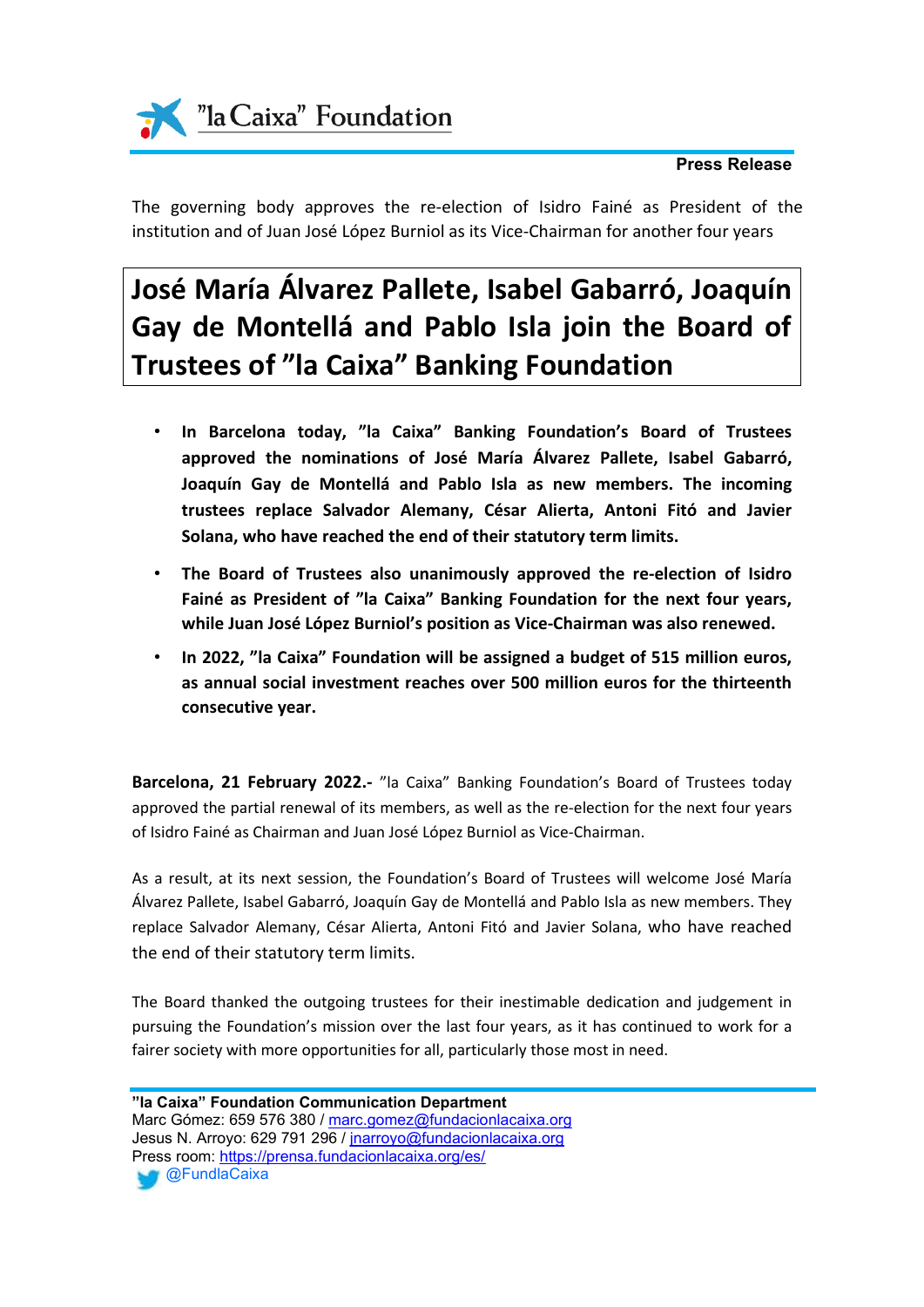"la Caixa" Foundation

**Press Release**

The governing body approves the re-election of Isidro Fainé as President of the institution and of Juan José López Burniol as its Vice-Chairman for another four years

# José María Álvarez Pallete, Isabel Gabarró, Joaquín Gay de Montellá and Pablo Isla join the Board of Trustees of "la Caixa" Banking Foundation

- **In Barcelona today, "la Caixa" Banking Foundation's Board of Trustees approved the nominations of José María Álvarez Pallete, Isabel Gabarró, Joaquín Gay de Montellá and Pablo Isla as new members. The incoming trustees replace Salvador Alemany, César Alierta, Antoni Fitó and Javier Solana, who have reached the end of their statutory term limits.**
- **The Board of Trustees also unanimously approved the re-election of Isidro Fainé as President of "la Caixa" Banking Foundation for the next four years, while Juan José López Burniol's position as Vice-Chairman was also renewed.**
- **In 2022, "la Caixa" Foundation will be assigned a budget of 515 million euros, as annual social investment reaches over 500 million euros for the thirteenth consecutive year.**

**Barcelona, 21 February 2022.-** "la Caixa" Banking Foundation's Board of Trustees today approved the partial renewal of its members, as well as the re-election for the next four years of Isidro Fainé as Chairman and Juan José López Burniol as Vice-Chairman.

As a result, at its next session, the Foundation's Board of Trustees will welcome José María Álvarez Pallete, Isabel Gabarró, Joaquín Gay de Montellá and Pablo Isla as new members. They replace Salvador Alemany, César Alierta, Antoni Fitó and Javier Solana, who have reached the end of their statutory term limits.

The Board thanked the outgoing trustees for their inestimable dedication and judgement in pursuing the Foundation's mission over the last four years, as it has continued to work for a fairer society with more opportunities for all, particularly those most in need.

**"la Caixa" Foundation Communication Department**
Marc Gómez: 659 576 380 / marc.gomez@fundacionlacaixa.org
Jesus N. Arroyo: 629 791 296 / jnarroyo@fundacionlacaixa.org
Press room: https://prensa.fundacionlacaixa.org/es/
@FundlaCaixa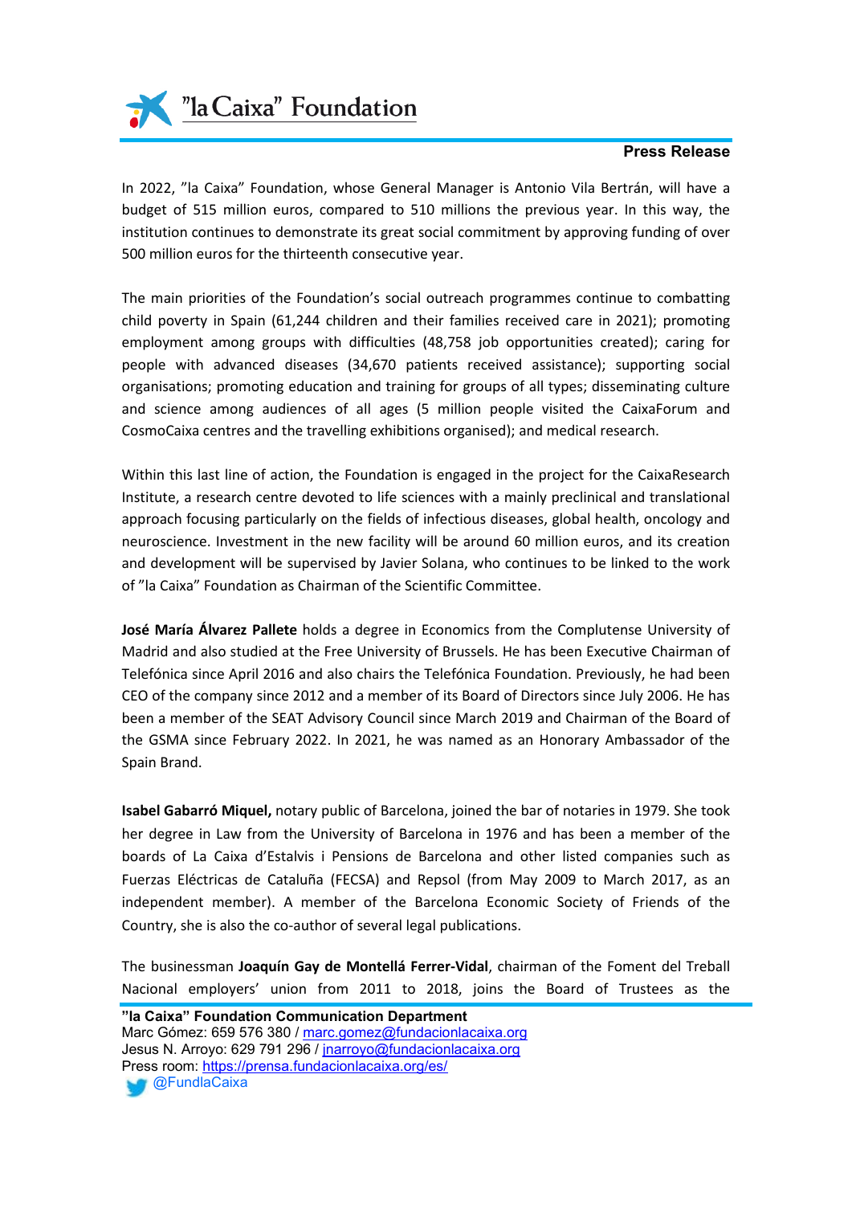In 2022, ”la Caixa” Foundation, whose General Manager is Antonio Vila Bertrán, will have a budget of 515 million euros, compared to 510 millions the previous year. In this way, the institution continues to demonstrate its great social commitment by approving funding of over 500 million euros for the thirteenth consecutive year.

The main priorities of the Foundation's social outreach programmes continue to combatting child poverty in Spain (61,244 children and their families received care in 2021); promoting employment among groups with difficulties (48,758 job opportunities created); caring for people with advanced diseases (34,670 patients received assistance); supporting social organisations; promoting education and training for groups of all types; disseminating culture and science among audiences of all ages (5 million people visited the CaixaForum and CosmoCaixa centres and the travelling exhibitions organised); and medical research.

Within this last line of action, the Foundation is engaged in the project for the CaixaResearch Institute, a research centre devoted to life sciences with a mainly preclinical and translational approach focusing particularly on the fields of infectious diseases, global health, oncology and neuroscience. Investment in the new facility will be around 60 million euros, and its creation and development will be supervised by Javier Solana, who continues to be linked to the work of ”la Caixa” Foundation as Chairman of the Scientific Committee.

**José María Álvarez Pallete** holds a degree in Economics from the Complutense University of Madrid and also studied at the Free University of Brussels. He has been Executive Chairman of Telefónica since April 2016 and also chairs the Telefónica Foundation. Previously, he had been CEO of the company since 2012 and a member of its Board of Directors since July 2006. He has been a member of the SEAT Advisory Council since March 2019 and Chairman of the Board of the GSMA since February 2022. In 2021, he was named as an Honorary Ambassador of the Spain Brand.

**Isabel Gabarró Miquel,** notary public of Barcelona, joined the bar of notaries in 1979. She took her degree in Law from the University of Barcelona in 1976 and has been a member of the boards of La Caixa d'Estalvis i Pensions de Barcelona and other listed companies such as Fuerzas Eléctricas de Cataluña (FECSA) and Repsol (from May 2009 to March 2017, as an independent member). A member of the Barcelona Economic Society of Friends of the Country, she is also the co-author of several legal publications.

The businessman **Joaquín Gay de Montellá Ferrer-Vidal**, chairman of the Foment del Treball Nacional employers' union from 2011 to 2018, joins the Board of Trustees as the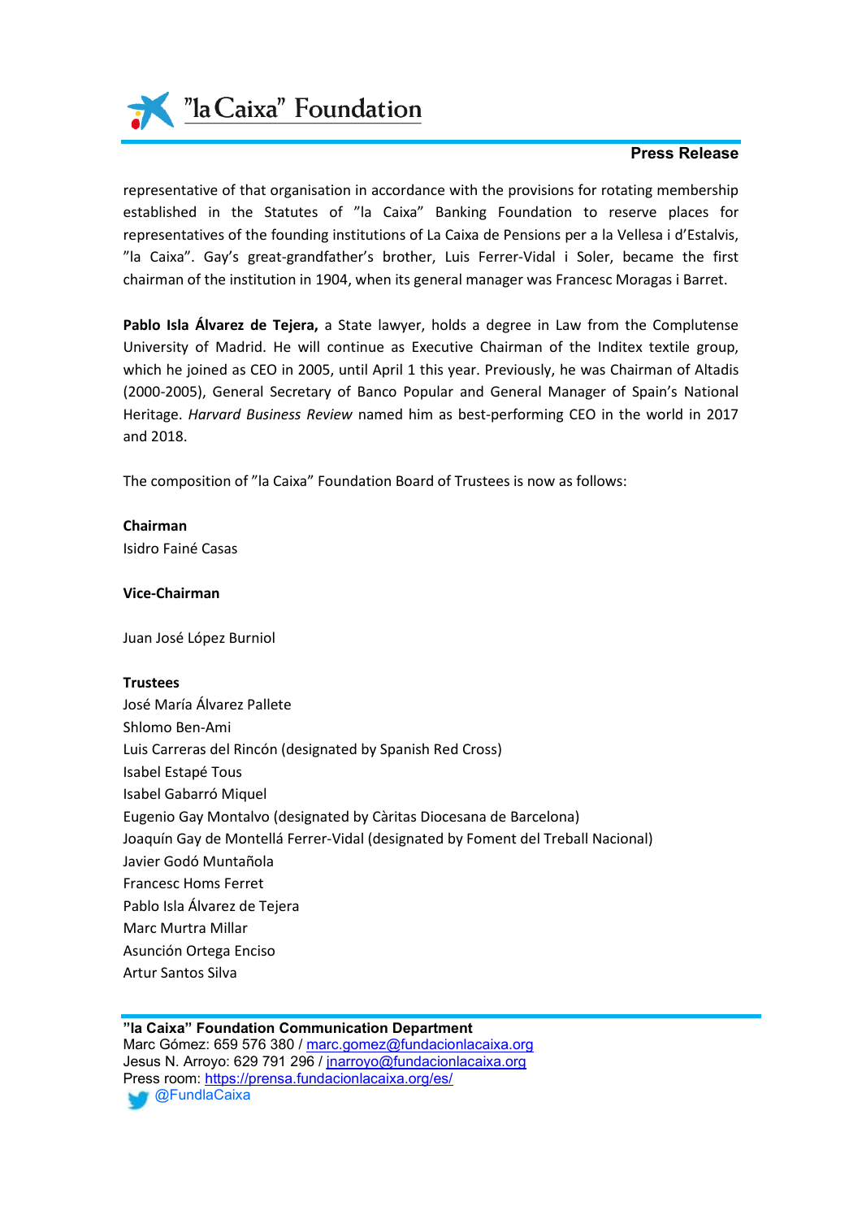representative of that organisation in accordance with the provisions for rotating membership established in the Statutes of "la Caixa" Banking Foundation to reserve places for representatives of the founding institutions of La Caixa de Pensions per a la Vellesa i d'Estalvis, "la Caixa". Gay's great-grandfather's brother, Luis Ferrer-Vidal i Soler, became the first chairman of the institution in 1904, when its general manager was Francesc Moragas i Barret.

**Pablo Isla Álvarez de Tejera,** a State lawyer, holds a degree in Law from the Complutense University of Madrid. He will continue as Executive Chairman of the Inditex textile group, which he joined as CEO in 2005, until April 1 this year. Previously, he was Chairman of Altadis (2000-2005), General Secretary of Banco Popular and General Manager of Spain's National Heritage. *Harvard Business Review* named him as best-performing CEO in the world in 2017 and 2018.

The composition of "la Caixa" Foundation Board of Trustees is now as follows:

**Chairman**
Isidro Fainé Casas

**Vice-Chairman**

Juan José López Burniol

**Trustees**
José María Álvarez Pallete
Shlomo Ben-Ami
Luis Carreras del Rincón (designated by Spanish Red Cross)
Isabel Estapé Tous
Isabel Gabarró Miquel
Eugenio Gay Montalvo (designated by Càritas Diocesana de Barcelona)
Joaquín Gay de Montellá Ferrer-Vidal (designated by Foment del Treball Nacional)
Javier Godó Muntañola
Francesc Homs Ferret
Pablo Isla Álvarez de Tejera
Marc Murtra Millar
Asunción Ortega Enciso
Artur Santos Silva

**"la Caixa" Foundation Communication Department**
Marc Gómez: 659 576 380 / marc.gomez@fundacionlacaixa.org
Jesus N. Arroyo: 629 791 296 / jnarroyo@fundacionlacaixa.org
Press room: https://prensa.fundacionlacaixa.org/es/
@FundlaCaixa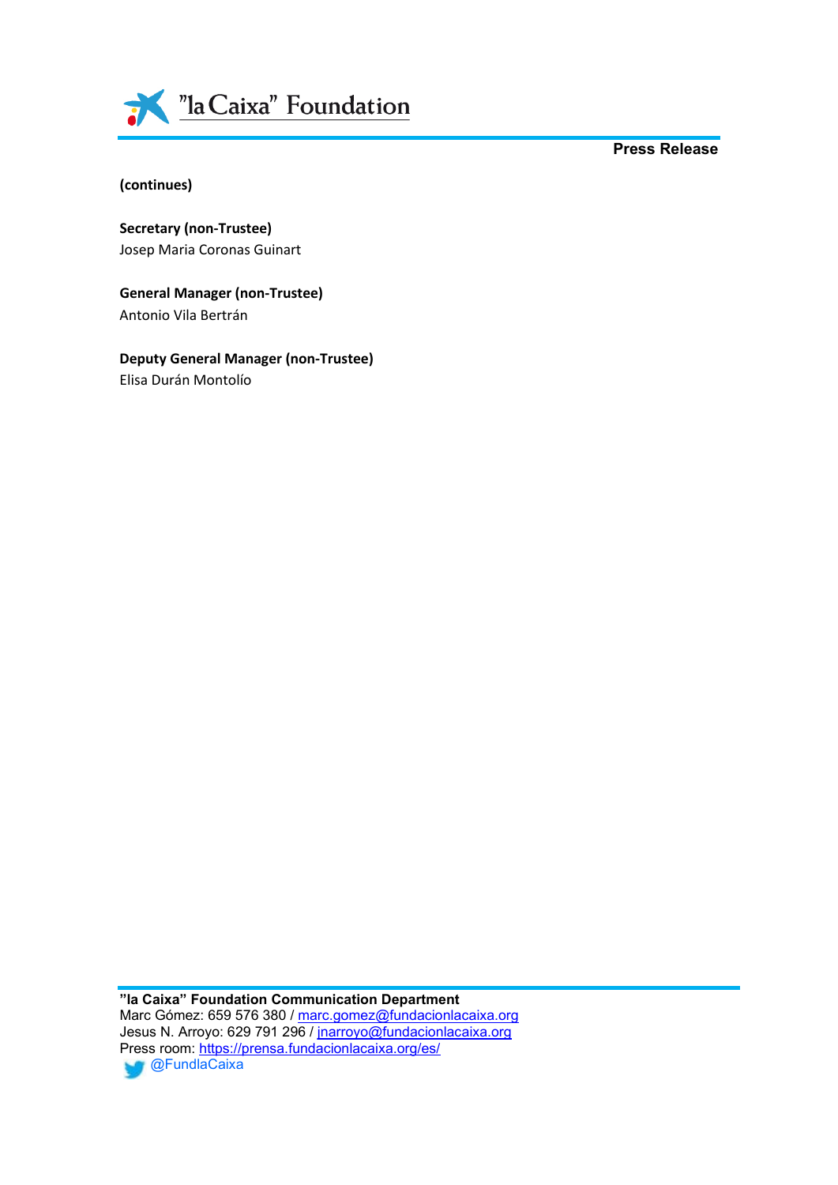(continues)

**Secretary (non-Trustee)**
Josep Maria Coronas Guinart

**General Manager (non-Trustee)**
Antonio Vila Bertrán

**Deputy General Manager (non-Trustee)**
Elisa Durán Montolío

**"la Caixa" Foundation Communication Department**
Marc Gómez: 659 576 380 / marc.gomez@fundacionlacaixa.org
Jesus N. Arroyo: 629 791 296 / jnarroyo@fundacionlacaixa.org
Press room: https://prensa.fundacionlacaixa.org/es/
@FundlaCaixa